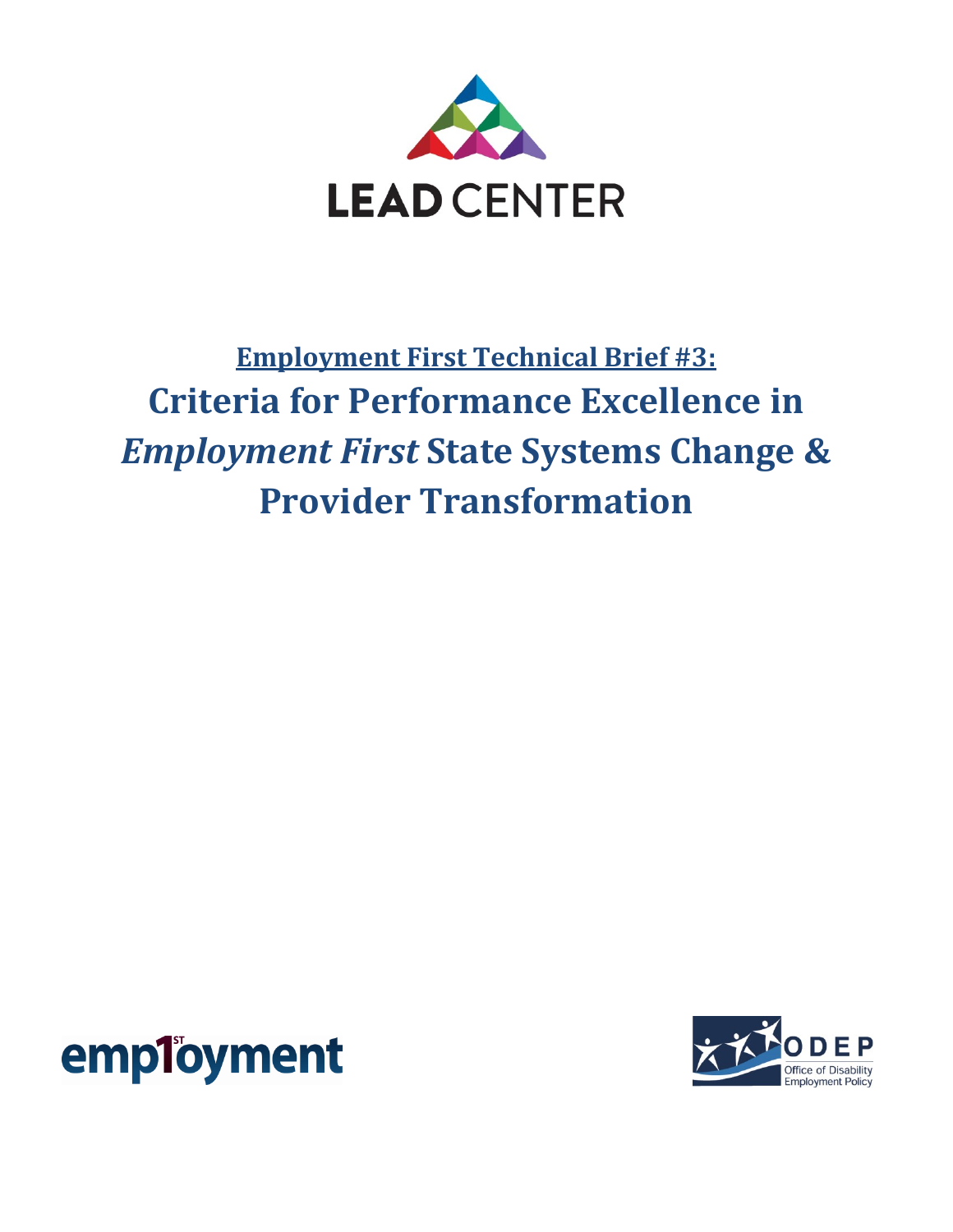LEAD CENTER

**Employment First Technical Brief #3:**

# Criteria for Performance Excellence in *Employment First* State Systems Change & Provider Transformation

employment

ODEP
Office of Disability Employment Policy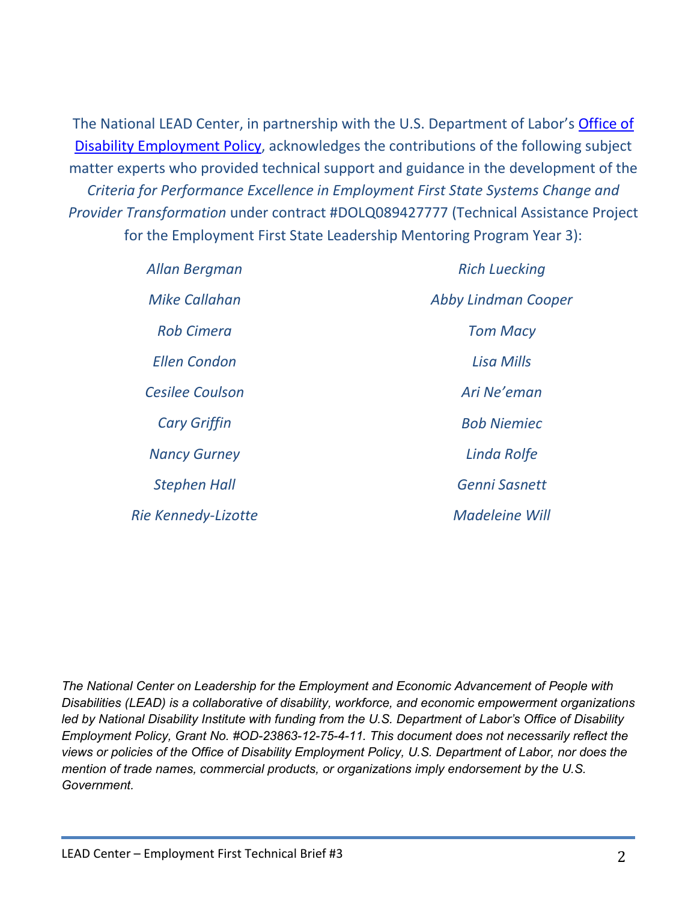The National LEAD Center, in partnership with the U.S. Department of Labor's [Office of Disability Employment Policy](), acknowledges the contributions of the following subject matter experts who provided technical support and guidance in the development of the *Criteria for Performance Excellence in Employment First State Systems Change and Provider Transformation* under contract #DOLQ089427777 (Technical Assistance Project for the Employment First State Leadership Mentoring Program Year 3):

*Allan Bergman*

*Mike Callahan*

*Rob Cimera*

*Ellen Condon*

*Cesilee Coulson*

*Cary Griffin*

*Nancy Gurney*

*Stephen Hall*

*Rie Kennedy-Lizotte*

*Rich Luecking*

*Abby Lindman Cooper*

*Tom Macy*

*Lisa Mills*

*Ari Ne'eman*

*Bob Niemiec*

*Linda Rolfe*

*Genni Sasnett*

*Madeleine Will*

*The National Center on Leadership for the Employment and Economic Advancement of People with Disabilities (LEAD) is a collaborative of disability, workforce, and economic empowerment organizations led by National Disability Institute with funding from the U.S. Department of Labor's Office of Disability Employment Policy, Grant No. #OD-23863-12-75-4-11. This document does not necessarily reflect the views or policies of the Office of Disability Employment Policy, U.S. Department of Labor, nor does the mention of trade names, commercial products, or organizations imply endorsement by the U.S. Government.*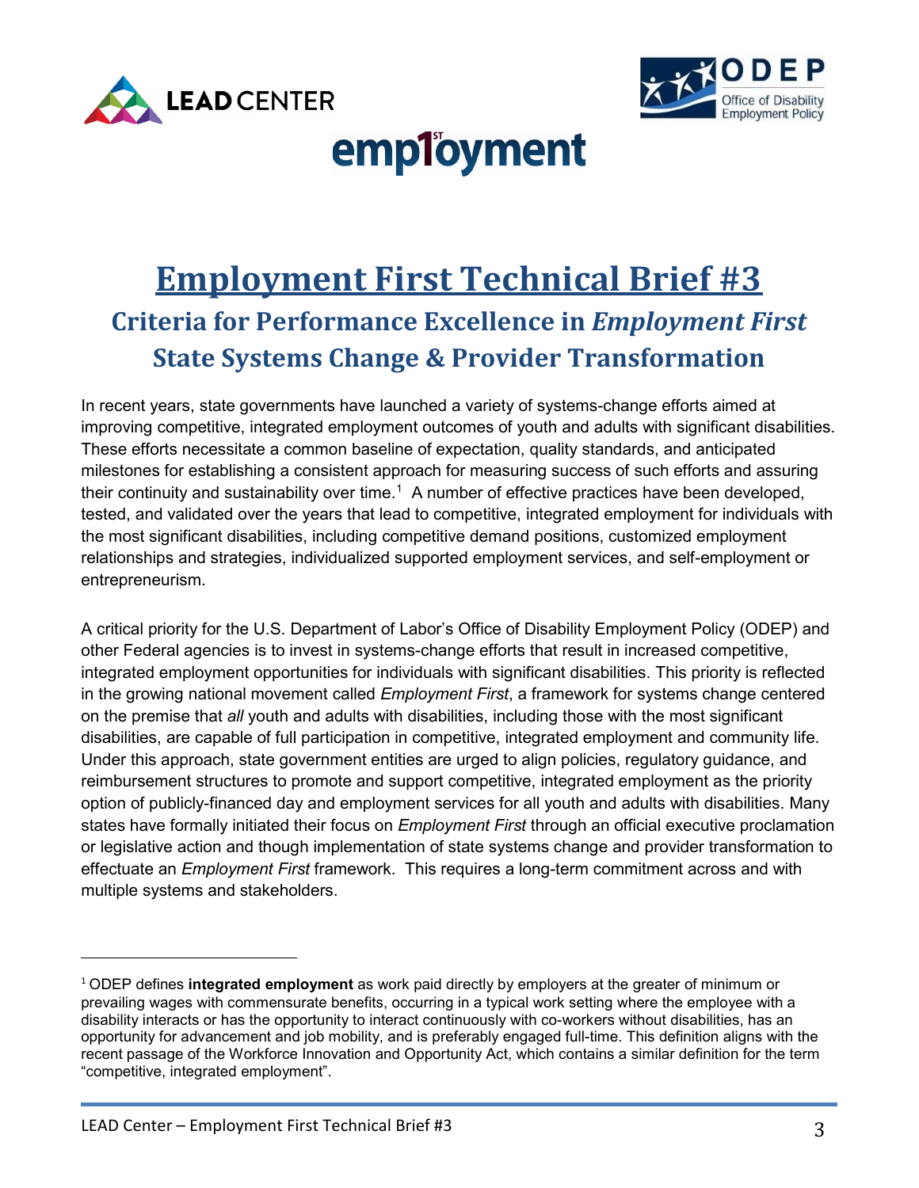# Employment First Technical Brief #3

## Criteria for Performance Excellence in *Employment First* State Systems Change & Provider Transformation

In recent years, state governments have launched a variety of systems-change efforts aimed at improving competitive, integrated employment outcomes of youth and adults with significant disabilities. These efforts necessitate a common baseline of expectation, quality standards, and anticipated milestones for establishing a consistent approach for measuring success of such efforts and assuring their continuity and sustainability over time.[1] A number of effective practices have been developed, tested, and validated over the years that lead to competitive, integrated employment for individuals with the most significant disabilities, including competitive demand positions, customized employment relationships and strategies, individualized supported employment services, and self-employment or entrepreneurism.

A critical priority for the U.S. Department of Labor's Office of Disability Employment Policy (ODEP) and other Federal agencies is to invest in systems-change efforts that result in increased competitive, integrated employment opportunities for individuals with significant disabilities. This priority is reflected in the growing national movement called *Employment First*, a framework for systems change centered on the premise that *all* youth and adults with disabilities, including those with the most significant disabilities, are capable of full participation in competitive, integrated employment and community life. Under this approach, state government entities are urged to align policies, regulatory guidance, and reimbursement structures to promote and support competitive, integrated employment as the priority option of publicly-financed day and employment services for all youth and adults with disabilities. Many states have formally initiated their focus on *Employment First* through an official executive proclamation or legislative action and though implementation of state systems change and provider transformation to effectuate an *Employment First* framework. This requires a long-term commitment across and with multiple systems and stakeholders.

---

[1] ODEP defines **integrated employment** as work paid directly by employers at the greater of minimum or prevailing wages with commensurate benefits, occurring in a typical work setting where the employee with a disability interacts or has the opportunity to interact continuously with co-workers without disabilities, has an opportunity for advancement and job mobility, and is preferably engaged full-time. This definition aligns with the recent passage of the Workforce Innovation and Opportunity Act, which contains a similar definition for the term "competitive, integrated employment".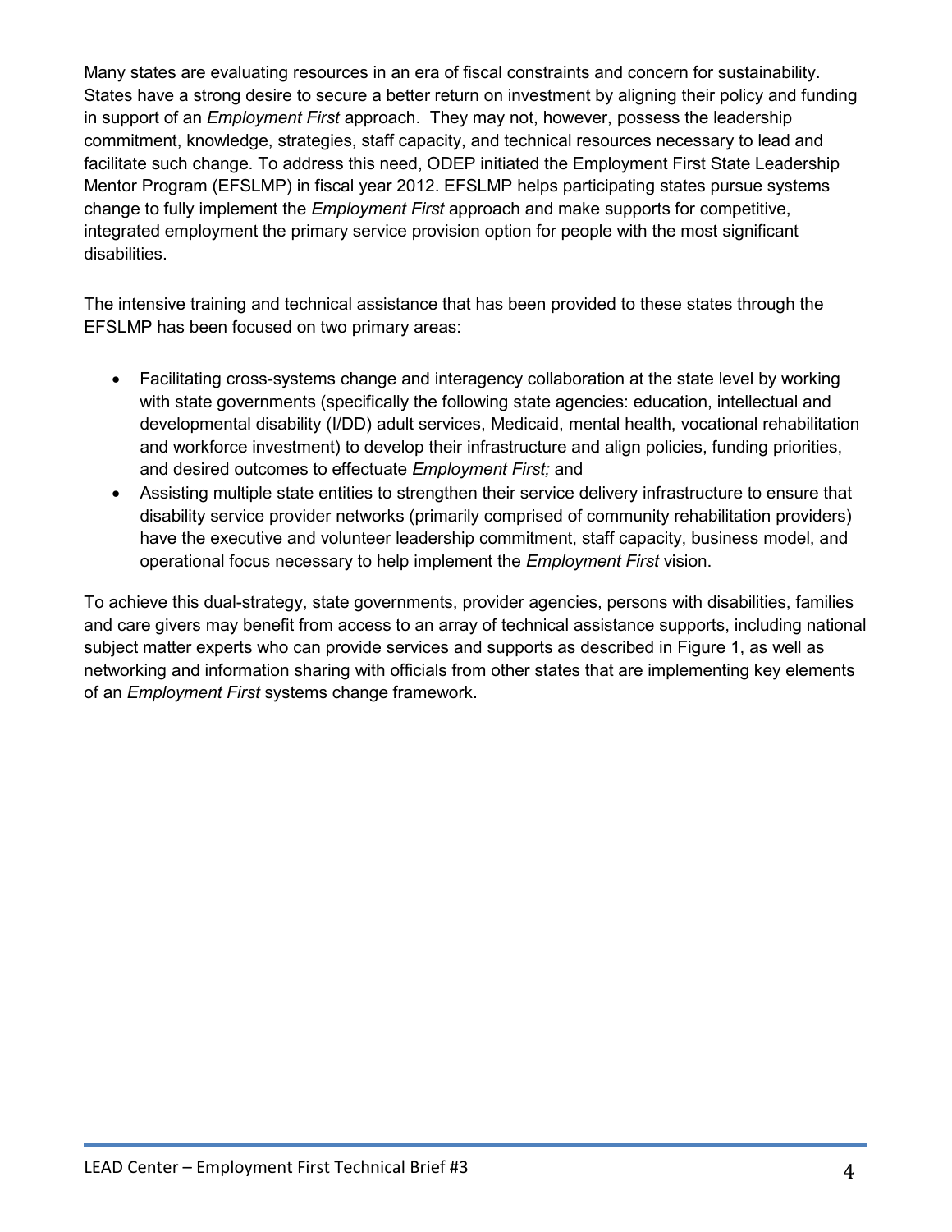Many states are evaluating resources in an era of fiscal constraints and concern for sustainability. States have a strong desire to secure a better return on investment by aligning their policy and funding in support of an *Employment First* approach. They may not, however, possess the leadership commitment, knowledge, strategies, staff capacity, and technical resources necessary to lead and facilitate such change. To address this need, ODEP initiated the Employment First State Leadership Mentor Program (EFSLMP) in fiscal year 2012. EFSLMP helps participating states pursue systems change to fully implement the *Employment First* approach and make supports for competitive, integrated employment the primary service provision option for people with the most significant disabilities.

The intensive training and technical assistance that has been provided to these states through the EFSLMP has been focused on two primary areas:

- Facilitating cross-systems change and interagency collaboration at the state level by working with state governments (specifically the following state agencies: education, intellectual and developmental disability (I/DD) adult services, Medicaid, mental health, vocational rehabilitation and workforce investment) to develop their infrastructure and align policies, funding priorities, and desired outcomes to effectuate *Employment First;* and
- Assisting multiple state entities to strengthen their service delivery infrastructure to ensure that disability service provider networks (primarily comprised of community rehabilitation providers) have the executive and volunteer leadership commitment, staff capacity, business model, and operational focus necessary to help implement the *Employment First* vision.

To achieve this dual-strategy, state governments, provider agencies, persons with disabilities, families and care givers may benefit from access to an array of technical assistance supports, including national subject matter experts who can provide services and supports as described in Figure 1, as well as networking and information sharing with officials from other states that are implementing key elements of an *Employment First* systems change framework.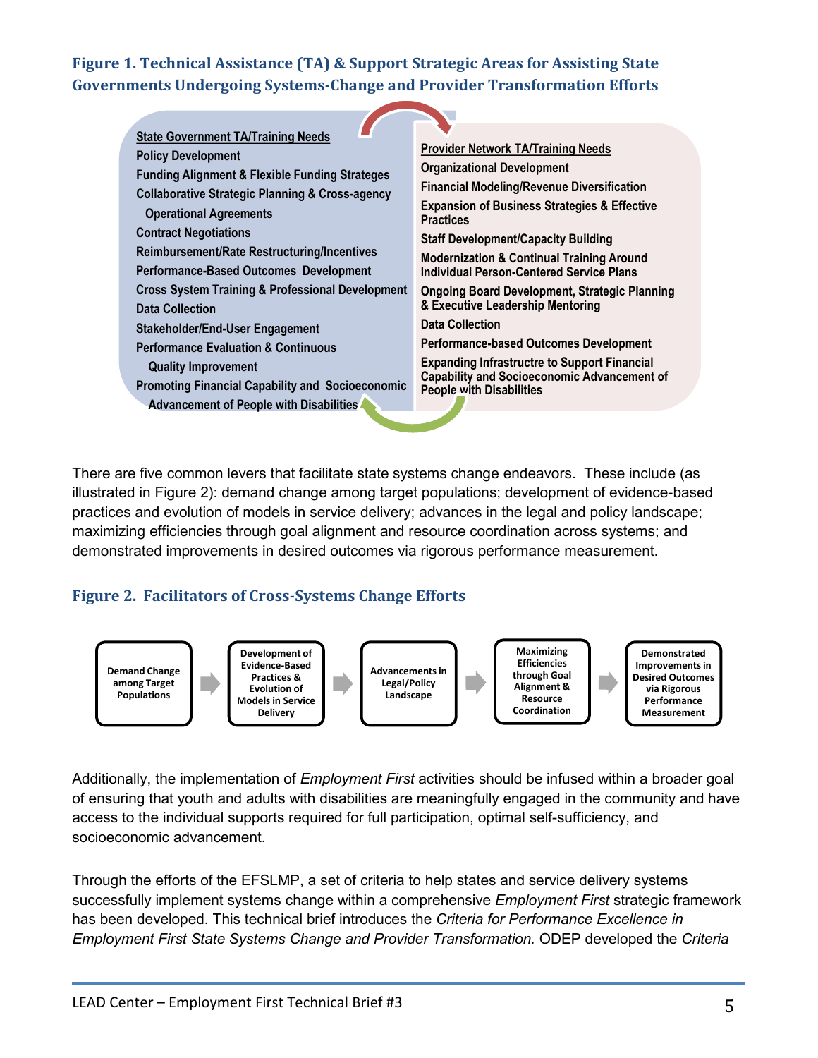### Figure 1. Technical Assistance (TA) & Support Strategic Areas for Assisting State Governments Undergoing Systems-Change and Provider Transformation Efforts

**State Government TA/Training Needs**

- Policy Development
- Funding Alignment & Flexible Funding Strateges
- Collaborative Strategic Planning & Cross-agency Operational Agreements
- Contract Negotiations
- Reimbursement/Rate Restructuring/Incentives
- Performance-Based Outcomes Development
- Cross System Training & Professional Development
- Data Collection
- Stakeholder/End-User Engagement
- Performance Evaluation & Continuous Quality Improvement
- Promoting Financial Capability and Socioeconomic Advancement of People with Disabilities

**Provider Network TA/Training Needs**

- Organizational Development
- Financial Modeling/Revenue Diversification
- Expansion of Business Strategies & Effective Practices
- Staff Development/Capacity Building
- Modernization & Continual Training Around Individual Person-Centered Service Plans
- Ongoing Board Development, Strategic Planning & Executive Leadership Mentoring
- Data Collection
- Performance-based Outcomes Development
- Expanding Infrastructre to Support Financial Capability and Socioeconomic Advancement of People with Disabilities

There are five common levers that facilitate state systems change endeavors. These include (as illustrated in Figure 2): demand change among target populations; development of evidence-based practices and evolution of models in service delivery; advances in the legal and policy landscape; maximizing efficiencies through goal alignment and resource coordination across systems; and demonstrated improvements in desired outcomes via rigorous performance measurement.

### Figure 2. Facilitators of Cross-Systems Change Efforts

Demand Change among Target Populations → Development of Evidence-Based Practices & Evolution of Models in Service Delivery → Advancements in Legal/Policy Landscape → Maximizing Efficiencies through Goal Alignment & Resource Coordination → Demonstrated Improvements in Desired Outcomes via Rigorous Performance Measurement

Additionally, the implementation of *Employment First* activities should be infused within a broader goal of ensuring that youth and adults with disabilities are meaningfully engaged in the community and have access to the individual supports required for full participation, optimal self-sufficiency, and socioeconomic advancement.

Through the efforts of the EFSLMP, a set of criteria to help states and service delivery systems successfully implement systems change within a comprehensive *Employment First* strategic framework has been developed. This technical brief introduces the *Criteria for Performance Excellence in Employment First State Systems Change and Provider Transformation.* ODEP developed the *Criteria*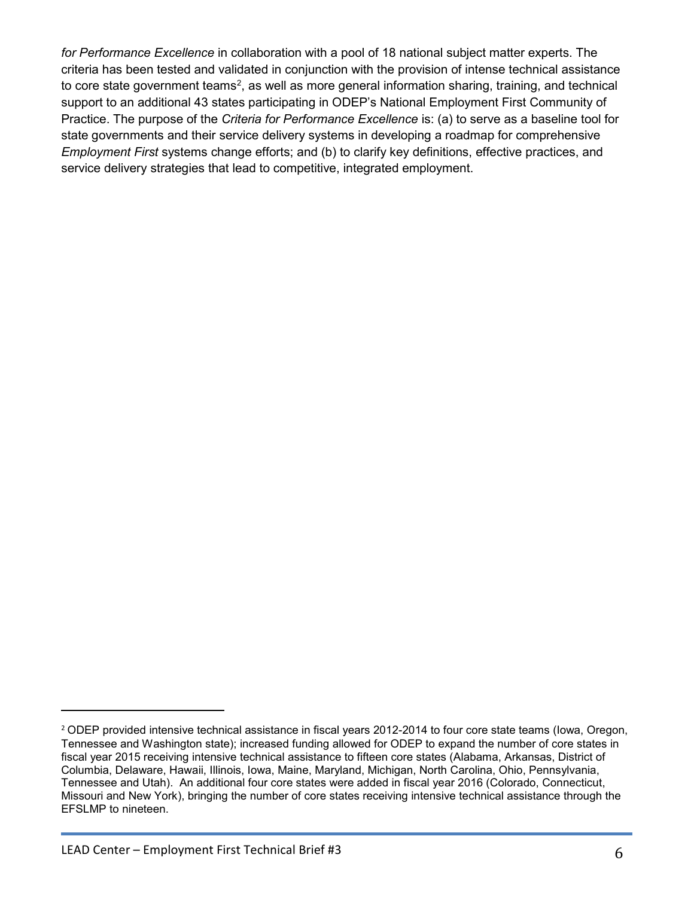*for Performance Excellence* in collaboration with a pool of 18 national subject matter experts. The criteria has been tested and validated in conjunction with the provision of intense technical assistance to core state government teams[2], as well as more general information sharing, training, and technical support to an additional 43 states participating in ODEP's National Employment First Community of Practice. The purpose of the *Criteria for Performance Excellence* is: (a) to serve as a baseline tool for state governments and their service delivery systems in developing a roadmap for comprehensive *Employment First* systems change efforts; and (b) to clarify key definitions, effective practices, and service delivery strategies that lead to competitive, integrated employment.

---

[2] ODEP provided intensive technical assistance in fiscal years 2012-2014 to four core state teams (Iowa, Oregon, Tennessee and Washington state); increased funding allowed for ODEP to expand the number of core states in fiscal year 2015 receiving intensive technical assistance to fifteen core states (Alabama, Arkansas, District of Columbia, Delaware, Hawaii, Illinois, Iowa, Maine, Maryland, Michigan, North Carolina, Ohio, Pennsylvania, Tennessee and Utah). An additional four core states were added in fiscal year 2016 (Colorado, Connecticut, Missouri and New York), bringing the number of core states receiving intensive technical assistance through the EFSLMP to nineteen.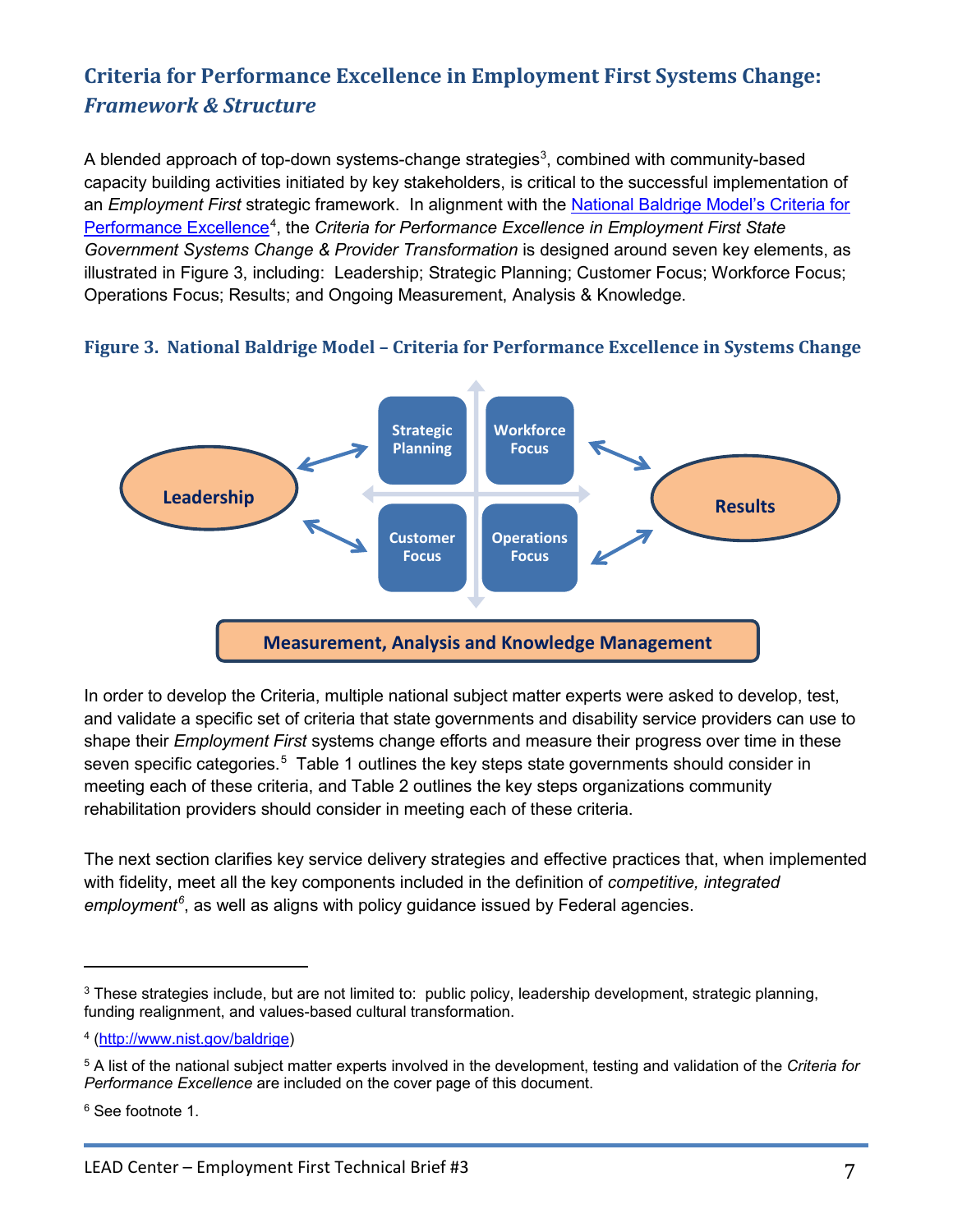## Criteria for Performance Excellence in Employment First Systems Change: *Framework & Structure*

A blended approach of top-down systems-change strategies[3], combined with community-based capacity building activities initiated by key stakeholders, is critical to the successful implementation of an *Employment First* strategic framework. In alignment with the National Baldrige Model's Criteria for Performance Excellence[4], the *Criteria for Performance Excellence in Employment First State Government Systems Change & Provider Transformation* is designed around seven key elements, as illustrated in Figure 3, including: Leadership; Strategic Planning; Customer Focus; Workforce Focus; Operations Focus; Results; and Ongoing Measurement, Analysis & Knowledge.

### Figure 3. National Baldrige Model – Criteria for Performance Excellence in Systems Change

Leadership ↔ Strategic Planning | Workforce Focus | Customer Focus | Operations Focus ↔ Results

Measurement, Analysis and Knowledge Management

In order to develop the Criteria, multiple national subject matter experts were asked to develop, test, and validate a specific set of criteria that state governments and disability service providers can use to shape their *Employment First* systems change efforts and measure their progress over time in these seven specific categories.[5] Table 1 outlines the key steps state governments should consider in meeting each of these criteria, and Table 2 outlines the key steps organizations community rehabilitation providers should consider in meeting each of these criteria.

The next section clarifies key service delivery strategies and effective practices that, when implemented with fidelity, meet all the key components included in the definition of *competitive, integrated employment*[6], as well as aligns with policy guidance issued by Federal agencies.

---

[3] These strategies include, but are not limited to: public policy, leadership development, strategic planning, funding realignment, and values-based cultural transformation.

[4] (http://www.nist.gov/baldrige)

[5] A list of the national subject matter experts involved in the development, testing and validation of the *Criteria for Performance Excellence* are included on the cover page of this document.

[6] See footnote 1.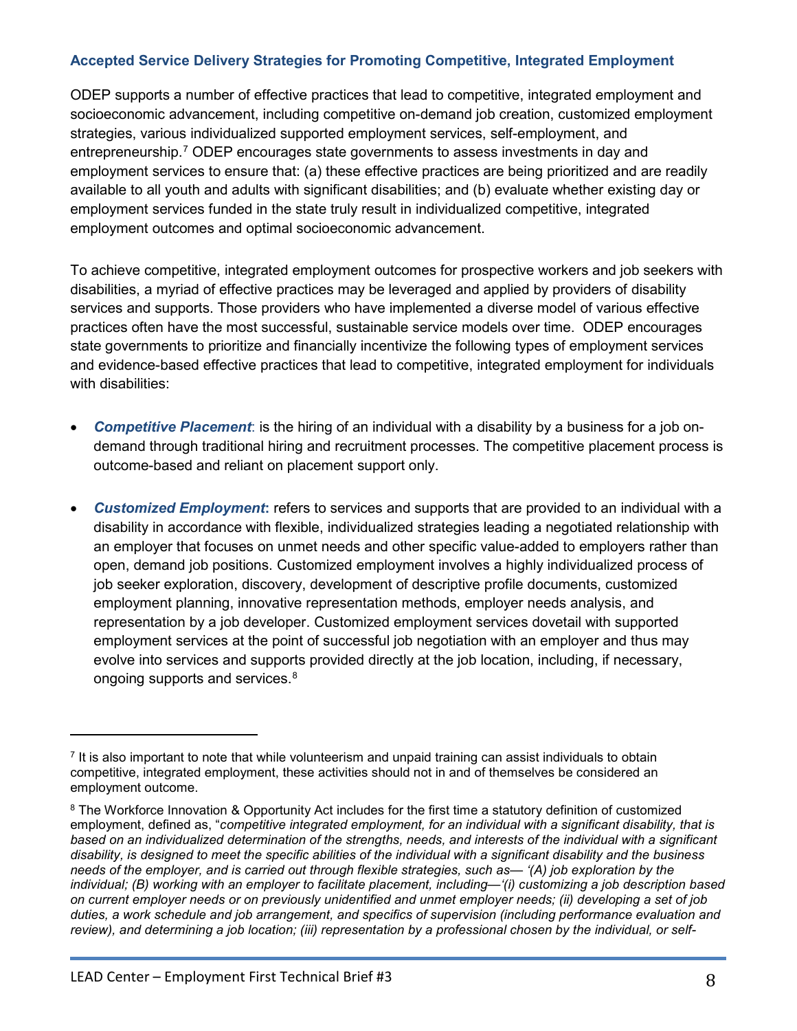### Accepted Service Delivery Strategies for Promoting Competitive, Integrated Employment

ODEP supports a number of effective practices that lead to competitive, integrated employment and socioeconomic advancement, including competitive on-demand job creation, customized employment strategies, various individualized supported employment services, self-employment, and entrepreneurship.[7] ODEP encourages state governments to assess investments in day and employment services to ensure that: (a) these effective practices are being prioritized and are readily available to all youth and adults with significant disabilities; and (b) evaluate whether existing day or employment services funded in the state truly result in individualized competitive, integrated employment outcomes and optimal socioeconomic advancement.

To achieve competitive, integrated employment outcomes for prospective workers and job seekers with disabilities, a myriad of effective practices may be leveraged and applied by providers of disability services and supports. Those providers who have implemented a diverse model of various effective practices often have the most successful, sustainable service models over time. ODEP encourages state governments to prioritize and financially incentivize the following types of employment services and evidence-based effective practices that lead to competitive, integrated employment for individuals with disabilities:

- ***Competitive Placement***: is the hiring of an individual with a disability by a business for a job on-demand through traditional hiring and recruitment processes. The competitive placement process is outcome-based and reliant on placement support only.
- ***Customized Employment*****:** refers to services and supports that are provided to an individual with a disability in accordance with flexible, individualized strategies leading a negotiated relationship with an employer that focuses on unmet needs and other specific value-added to employers rather than open, demand job positions. Customized employment involves a highly individualized process of job seeker exploration, discovery, development of descriptive profile documents, customized employment planning, innovative representation methods, employer needs analysis, and representation by a job developer. Customized employment services dovetail with supported employment services at the point of successful job negotiation with an employer and thus may evolve into services and supports provided directly at the job location, including, if necessary, ongoing supports and services.[8]

---

[7] It is also important to note that while volunteerism and unpaid training can assist individuals to obtain competitive, integrated employment, these activities should not in and of themselves be considered an employment outcome.

[8] The Workforce Innovation & Opportunity Act includes for the first time a statutory definition of customized employment, defined as, "*competitive integrated employment, for an individual with a significant disability, that is based on an individualized determination of the strengths, needs, and interests of the individual with a significant disability, is designed to meet the specific abilities of the individual with a significant disability and the business needs of the employer, and is carried out through flexible strategies, such as— '(A) job exploration by the individual; (B) working with an employer to facilitate placement, including—'(i) customizing a job description based on current employer needs or on previously unidentified and unmet employer needs; (ii) developing a set of job duties, a work schedule and job arrangement, and specifics of supervision (including performance evaluation and review), and determining a job location; (iii) representation by a professional chosen by the individual, or self-*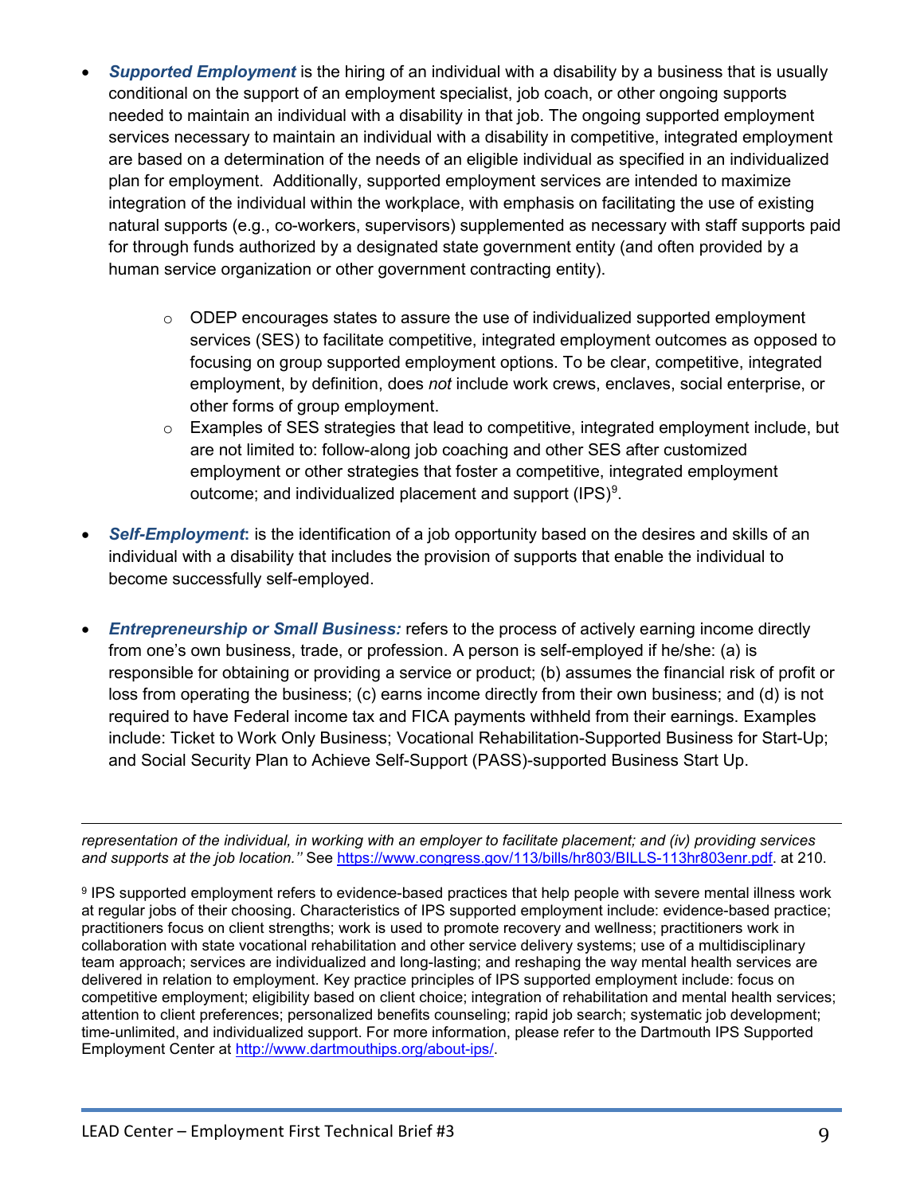- ***Supported Employment*** is the hiring of an individual with a disability by a business that is usually conditional on the support of an employment specialist, job coach, or other ongoing supports needed to maintain an individual with a disability in that job. The ongoing supported employment services necessary to maintain an individual with a disability in competitive, integrated employment are based on a determination of the needs of an eligible individual as specified in an individualized plan for employment. Additionally, supported employment services are intended to maximize integration of the individual within the workplace, with emphasis on facilitating the use of existing natural supports (e.g., co-workers, supervisors) supplemented as necessary with staff supports paid for through funds authorized by a designated state government entity (and often provided by a human service organization or other government contracting entity).

    - ODEP encourages states to assure the use of individualized supported employment services (SES) to facilitate competitive, integrated employment outcomes as opposed to focusing on group supported employment options. To be clear, competitive, integrated employment, by definition, does *not* include work crews, enclaves, social enterprise, or other forms of group employment.
    - Examples of SES strategies that lead to competitive, integrated employment include, but are not limited to: follow-along job coaching and other SES after customized employment or other strategies that foster a competitive, integrated employment outcome; and individualized placement and support (IPS)[9].

- ***Self-Employment*:** is the identification of a job opportunity based on the desires and skills of an individual with a disability that includes the provision of supports that enable the individual to become successfully self-employed.

- ***Entrepreneurship or Small Business:*** refers to the process of actively earning income directly from one's own business, trade, or profession. A person is self-employed if he/she: (a) is responsible for obtaining or providing a service or product; (b) assumes the financial risk of profit or loss from operating the business; (c) earns income directly from their own business; and (d) is not required to have Federal income tax and FICA payments withheld from their earnings. Examples include: Ticket to Work Only Business; Vocational Rehabilitation-Supported Business for Start-Up; and Social Security Plan to Achieve Self-Support (PASS)-supported Business Start Up.

---

*representation of the individual, in working with an employer to facilitate placement; and (iv) providing services and supports at the job location."* See https://www.congress.gov/113/bills/hr803/BILLS-113hr803enr.pdf. at 210.

[9] IPS supported employment refers to evidence-based practices that help people with severe mental illness work at regular jobs of their choosing. Characteristics of IPS supported employment include: evidence-based practice; practitioners focus on client strengths; work is used to promote recovery and wellness; practitioners work in collaboration with state vocational rehabilitation and other service delivery systems; use of a multidisciplinary team approach; services are individualized and long-lasting; and reshaping the way mental health services are delivered in relation to employment. Key practice principles of IPS supported employment include: focus on competitive employment; eligibility based on client choice; integration of rehabilitation and mental health services; attention to client preferences; personalized benefits counseling; rapid job search; systematic job development; time-unlimited, and individualized support. For more information, please refer to the Dartmouth IPS Supported Employment Center at http://www.dartmouthips.org/about-ips/.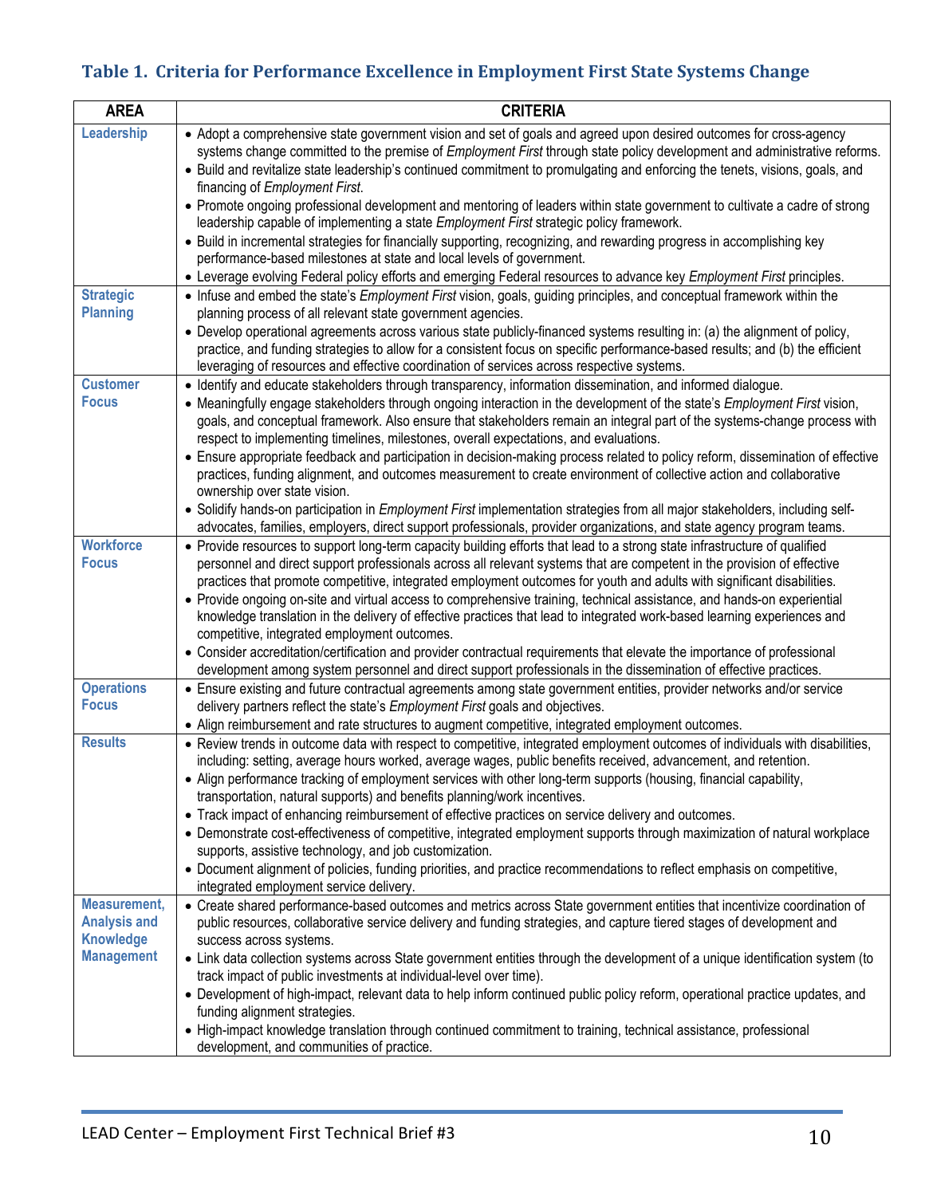### Table 1. Criteria for Performance Excellence in Employment First State Systems Change

| AREA | CRITERIA |
|---|---|
| **Leadership** | • Adopt a comprehensive state government vision and set of goals and agreed upon desired outcomes for cross-agency systems change committed to the premise of *Employment First* through state policy development and administrative reforms.<br>• Build and revitalize state leadership's continued commitment to promulgating and enforcing the tenets, visions, goals, and financing of *Employment First*.<br>• Promote ongoing professional development and mentoring of leaders within state government to cultivate a cadre of strong leadership capable of implementing a state *Employment First* strategic policy framework.<br>• Build in incremental strategies for financially supporting, recognizing, and rewarding progress in accomplishing key performance-based milestones at state and local levels of government.<br>• Leverage evolving Federal policy efforts and emerging Federal resources to advance key *Employment First* principles. |
| **Strategic Planning** | • Infuse and embed the state's *Employment First* vision, goals, guiding principles, and conceptual framework within the planning process of all relevant state government agencies.<br>• Develop operational agreements across various state publicly-financed systems resulting in: (a) the alignment of policy, practice, and funding strategies to allow for a consistent focus on specific performance-based results; and (b) the efficient leveraging of resources and effective coordination of services across respective systems. |
| **Customer Focus** | • Identify and educate stakeholders through transparency, information dissemination, and informed dialogue.<br>• Meaningfully engage stakeholders through ongoing interaction in the development of the state's *Employment First* vision, goals, and conceptual framework. Also ensure that stakeholders remain an integral part of the systems-change process with respect to implementing timelines, milestones, overall expectations, and evaluations.<br>• Ensure appropriate feedback and participation in decision-making process related to policy reform, dissemination of effective practices, funding alignment, and outcomes measurement to create environment of collective action and collaborative ownership over state vision.<br>• Solidify hands-on participation in *Employment First* implementation strategies from all major stakeholders, including self-advocates, families, employers, direct support professionals, provider organizations, and state agency program teams. |
| **Workforce Focus** | • Provide resources to support long-term capacity building efforts that lead to a strong state infrastructure of qualified personnel and direct support professionals across all relevant systems that are competent in the provision of effective practices that promote competitive, integrated employment outcomes for youth and adults with significant disabilities.<br>• Provide ongoing on-site and virtual access to comprehensive training, technical assistance, and hands-on experiential knowledge translation in the delivery of effective practices that lead to integrated work-based learning experiences and competitive, integrated employment outcomes.<br>• Consider accreditation/certification and provider contractual requirements that elevate the importance of professional development among system personnel and direct support professionals in the dissemination of effective practices. |
| **Operations Focus** | • Ensure existing and future contractual agreements among state government entities, provider networks and/or service delivery partners reflect the state's *Employment First* goals and objectives.<br>• Align reimbursement and rate structures to augment competitive, integrated employment outcomes. |
| **Results** | • Review trends in outcome data with respect to competitive, integrated employment outcomes of individuals with disabilities, including: setting, average hours worked, average wages, public benefits received, advancement, and retention.<br>• Align performance tracking of employment services with other long-term supports (housing, financial capability, transportation, natural supports) and benefits planning/work incentives.<br>• Track impact of enhancing reimbursement of effective practices on service delivery and outcomes.<br>• Demonstrate cost-effectiveness of competitive, integrated employment supports through maximization of natural workplace supports, assistive technology, and job customization.<br>• Document alignment of policies, funding priorities, and practice recommendations to reflect emphasis on competitive, integrated employment service delivery. |
| **Measurement, Analysis and Knowledge Management** | • Create shared performance-based outcomes and metrics across State government entities that incentivize coordination of public resources, collaborative service delivery and funding strategies, and capture tiered stages of development and success across systems.<br>• Link data collection systems across State government entities through the development of a unique identification system (to track impact of public investments at individual-level over time).<br>• Development of high-impact, relevant data to help inform continued public policy reform, operational practice updates, and funding alignment strategies.<br>• High-impact knowledge translation through continued commitment to training, technical assistance, professional development, and communities of practice. |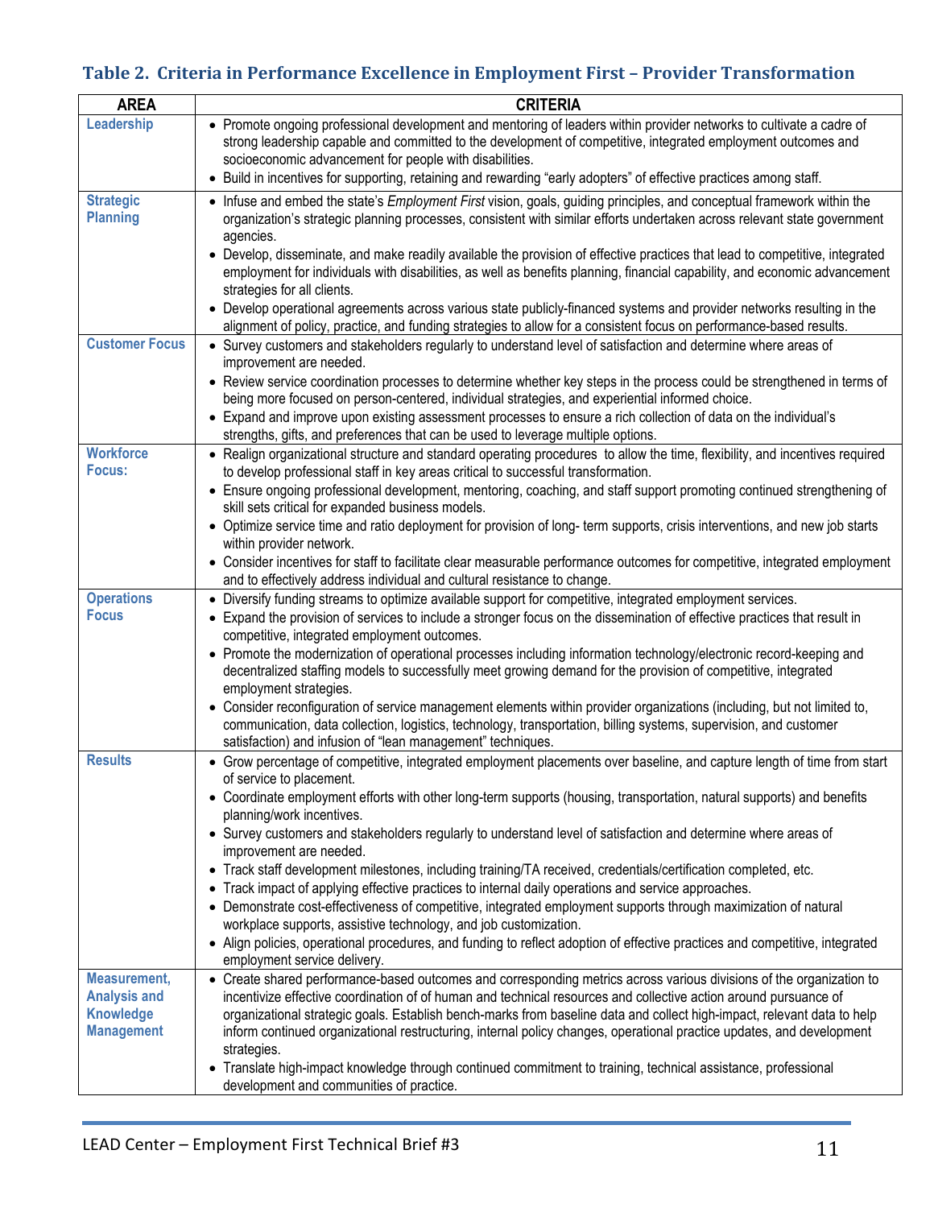### Table 2. Criteria in Performance Excellence in Employment First – Provider Transformation

| AREA | CRITERIA |
|---|---|
| **Leadership** | • Promote ongoing professional development and mentoring of leaders within provider networks to cultivate a cadre of strong leadership capable and committed to the development of competitive, integrated employment outcomes and socioeconomic advancement for people with disabilities.<br>• Build in incentives for supporting, retaining and rewarding "early adopters" of effective practices among staff. |
| **Strategic Planning** | • Infuse and embed the state's *Employment First* vision, goals, guiding principles, and conceptual framework within the organization's strategic planning processes, consistent with similar efforts undertaken across relevant state government agencies.<br>• Develop, disseminate, and make readily available the provision of effective practices that lead to competitive, integrated employment for individuals with disabilities, as well as benefits planning, financial capability, and economic advancement strategies for all clients.<br>• Develop operational agreements across various state publicly-financed systems and provider networks resulting in the alignment of policy, practice, and funding strategies to allow for a consistent focus on performance-based results. |
| **Customer Focus** | • Survey customers and stakeholders regularly to understand level of satisfaction and determine where areas of improvement are needed.<br>• Review service coordination processes to determine whether key steps in the process could be strengthened in terms of being more focused on person-centered, individual strategies, and experiential informed choice.<br>• Expand and improve upon existing assessment processes to ensure a rich collection of data on the individual's strengths, gifts, and preferences that can be used to leverage multiple options. |
| **Workforce Focus:** | • Realign organizational structure and standard operating procedures to allow the time, flexibility, and incentives required to develop professional staff in key areas critical to successful transformation.<br>• Ensure ongoing professional development, mentoring, coaching, and staff support promoting continued strengthening of skill sets critical for expanded business models.<br>• Optimize service time and ratio deployment for provision of long- term supports, crisis interventions, and new job starts within provider network.<br>• Consider incentives for staff to facilitate clear measurable performance outcomes for competitive, integrated employment and to effectively address individual and cultural resistance to change. |
| **Operations Focus** | • Diversify funding streams to optimize available support for competitive, integrated employment services.<br>• Expand the provision of services to include a stronger focus on the dissemination of effective practices that result in competitive, integrated employment outcomes.<br>• Promote the modernization of operational processes including information technology/electronic record-keeping and decentralized staffing models to successfully meet growing demand for the provision of competitive, integrated employment strategies.<br>• Consider reconfiguration of service management elements within provider organizations (including, but not limited to, communication, data collection, logistics, technology, transportation, billing systems, supervision, and customer satisfaction) and infusion of "lean management" techniques. |
| **Results** | • Grow percentage of competitive, integrated employment placements over baseline, and capture length of time from start of service to placement.<br>• Coordinate employment efforts with other long-term supports (housing, transportation, natural supports) and benefits planning/work incentives.<br>• Survey customers and stakeholders regularly to understand level of satisfaction and determine where areas of improvement are needed.<br>• Track staff development milestones, including training/TA received, credentials/certification completed, etc.<br>• Track impact of applying effective practices to internal daily operations and service approaches.<br>• Demonstrate cost-effectiveness of competitive, integrated employment supports through maximization of natural workplace supports, assistive technology, and job customization.<br>• Align policies, operational procedures, and funding to reflect adoption of effective practices and competitive, integrated employment service delivery. |
| **Measurement, Analysis and Knowledge Management** | • Create shared performance-based outcomes and corresponding metrics across various divisions of the organization to incentivize effective coordination of of human and technical resources and collective action around pursuance of organizational strategic goals. Establish bench-marks from baseline data and collect high-impact, relevant data to help inform continued organizational restructuring, internal policy changes, operational practice updates, and development strategies.<br>• Translate high-impact knowledge through continued commitment to training, technical assistance, professional development and communities of practice. |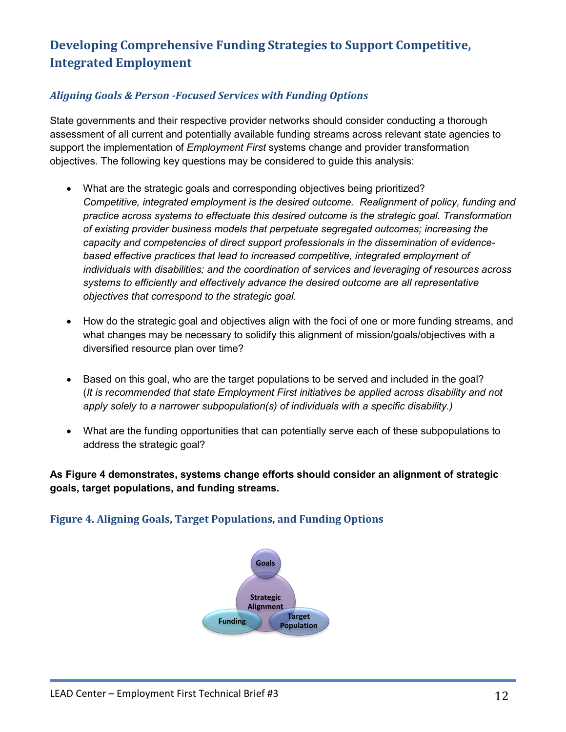## Developing Comprehensive Funding Strategies to Support Competitive, Integrated Employment

### *Aligning Goals & Person -Focused Services with Funding Options*

State governments and their respective provider networks should consider conducting a thorough assessment of all current and potentially available funding streams across relevant state agencies to support the implementation of *Employment First* systems change and provider transformation objectives. The following key questions may be considered to guide this analysis:

- What are the strategic goals and corresponding objectives being prioritized? *Competitive, integrated employment is the desired outcome. Realignment of policy, funding and practice across systems to effectuate this desired outcome is the strategic goal. Transformation of existing provider business models that perpetuate segregated outcomes; increasing the capacity and competencies of direct support professionals in the dissemination of evidence-based effective practices that lead to increased competitive, integrated employment of individuals with disabilities; and the coordination of services and leveraging of resources across systems to efficiently and effectively advance the desired outcome are all representative objectives that correspond to the strategic goal.*

- How do the strategic goal and objectives align with the foci of one or more funding streams, and what changes may be necessary to solidify this alignment of mission/goals/objectives with a diversified resource plan over time?

- Based on this goal, who are the target populations to be served and included in the goal? (*It is recommended that state Employment First initiatives be applied across disability and not apply solely to a narrower subpopulation(s) of individuals with a specific disability.)*

- What are the funding opportunities that can potentially serve each of these subpopulations to address the strategic goal?

**As Figure 4 demonstrates, systems change efforts should consider an alignment of strategic goals, target populations, and funding streams.**

### Figure 4. Aligning Goals, Target Populations, and Funding Options

Goals

Strategic Alignment

Funding

Target Population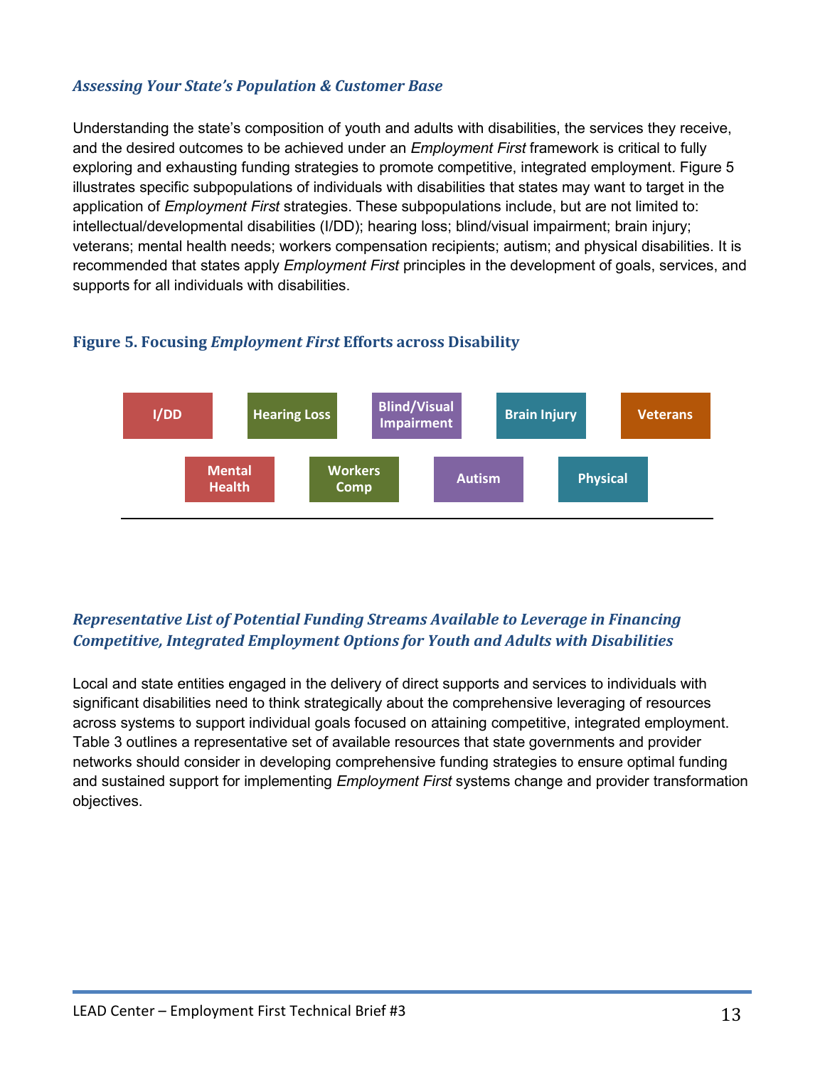### *Assessing Your State's Population & Customer Base*

Understanding the state's composition of youth and adults with disabilities, the services they receive, and the desired outcomes to be achieved under an *Employment First* framework is critical to fully exploring and exhausting funding strategies to promote competitive, integrated employment. Figure 5 illustrates specific subpopulations of individuals with disabilities that states may want to target in the application of *Employment First* strategies. These subpopulations include, but are not limited to: intellectual/developmental disabilities (I/DD); hearing loss; blind/visual impairment; brain injury; veterans; mental health needs; workers compensation recipients; autism; and physical disabilities. It is recommended that states apply *Employment First* principles in the development of goals, services, and supports for all individuals with disabilities.

**Figure 5. Focusing *Employment First* Efforts across Disability**

| I/DD | Hearing Loss | Blind/Visual Impairment | Brain Injury | Veterans |
|---|---|---|---|---|
| Mental Health | Workers Comp | Autism | Physical | |

### *Representative List of Potential Funding Streams Available to Leverage in Financing Competitive, Integrated Employment Options for Youth and Adults with Disabilities*

Local and state entities engaged in the delivery of direct supports and services to individuals with significant disabilities need to think strategically about the comprehensive leveraging of resources across systems to support individual goals focused on attaining competitive, integrated employment. Table 3 outlines a representative set of available resources that state governments and provider networks should consider in developing comprehensive funding strategies to ensure optimal funding and sustained support for implementing *Employment First* systems change and provider transformation objectives.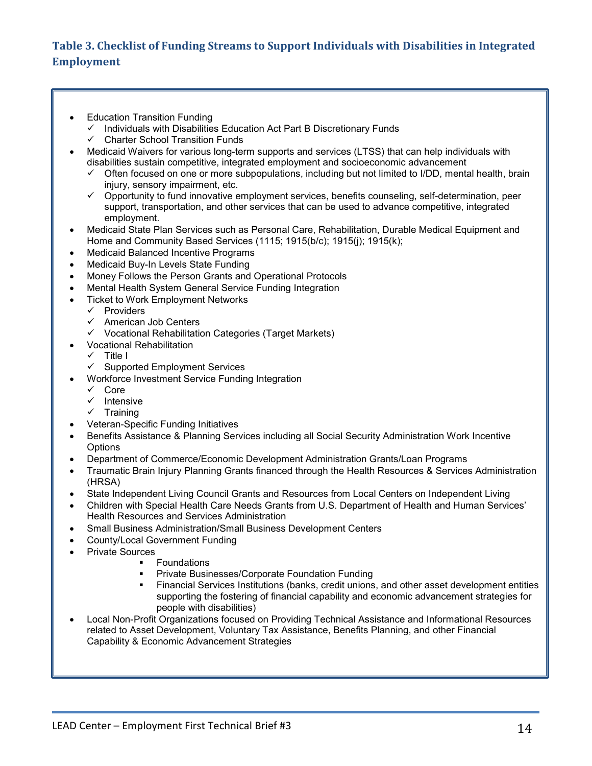### Table 3. Checklist of Funding Streams to Support Individuals with Disabilities in Integrated Employment

- Education Transition Funding
  - ✓ Individuals with Disabilities Education Act Part B Discretionary Funds
  - ✓ Charter School Transition Funds
- Medicaid Waivers for various long-term supports and services (LTSS) that can help individuals with disabilities sustain competitive, integrated employment and socioeconomic advancement
  - ✓ Often focused on one or more subpopulations, including but not limited to I/DD, mental health, brain injury, sensory impairment, etc.
  - ✓ Opportunity to fund innovative employment services, benefits counseling, self-determination, peer support, transportation, and other services that can be used to advance competitive, integrated employment.
- Medicaid State Plan Services such as Personal Care, Rehabilitation, Durable Medical Equipment and Home and Community Based Services (1115; 1915(b/c); 1915(j); 1915(k);
- Medicaid Balanced Incentive Programs
- Medicaid Buy-In Levels State Funding
- Money Follows the Person Grants and Operational Protocols
- Mental Health System General Service Funding Integration
- Ticket to Work Employment Networks
  - ✓ Providers
  - ✓ American Job Centers
  - ✓ Vocational Rehabilitation Categories (Target Markets)
- Vocational Rehabilitation
  - ✓ Title I
  - ✓ Supported Employment Services
- Workforce Investment Service Funding Integration
  - ✓ Core
  - ✓ Intensive
  - ✓ Training
- Veteran-Specific Funding Initiatives
- Benefits Assistance & Planning Services including all Social Security Administration Work Incentive Options
- Department of Commerce/Economic Development Administration Grants/Loan Programs
- Traumatic Brain Injury Planning Grants financed through the Health Resources & Services Administration (HRSA)
- State Independent Living Council Grants and Resources from Local Centers on Independent Living
- Children with Special Health Care Needs Grants from U.S. Department of Health and Human Services' Health Resources and Services Administration
- Small Business Administration/Small Business Development Centers
- County/Local Government Funding
- Private Sources
  - Foundations
  - Private Businesses/Corporate Foundation Funding
  - Financial Services Institutions (banks, credit unions, and other asset development entities supporting the fostering of financial capability and economic advancement strategies for people with disabilities)
- Local Non-Profit Organizations focused on Providing Technical Assistance and Informational Resources related to Asset Development, Voluntary Tax Assistance, Benefits Planning, and other Financial Capability & Economic Advancement Strategies